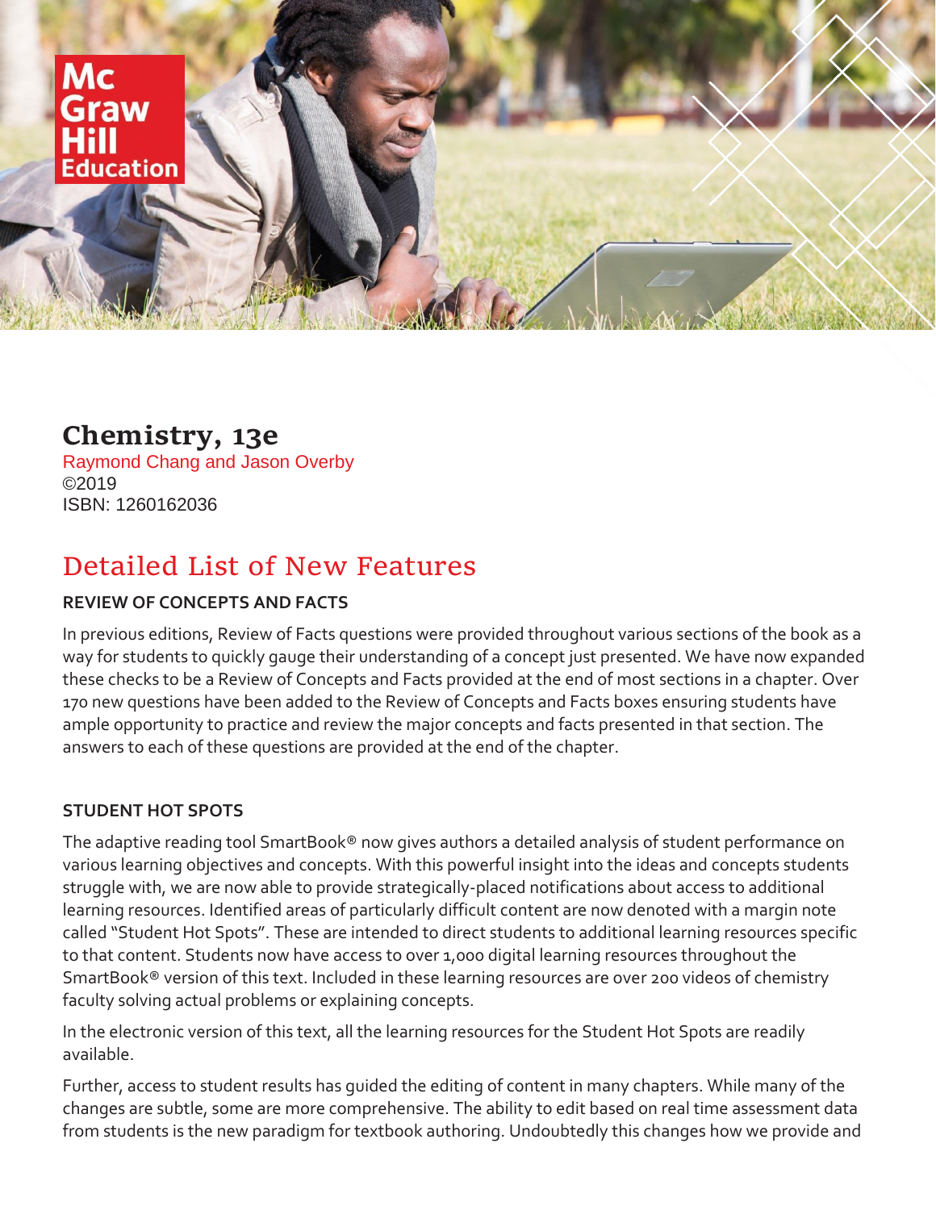# Chemistry, 13e

Raymond Chang and Jason Overby
©2019
ISBN: 1260162036

## Detailed List of New Features

### REVIEW OF CONCEPTS AND FACTS

In previous editions, Review of Facts questions were provided throughout various sections of the book as a way for students to quickly gauge their understanding of a concept just presented. We have now expanded these checks to be a Review of Concepts and Facts provided at the end of most sections in a chapter. Over 170 new questions have been added to the Review of Concepts and Facts boxes ensuring students have ample opportunity to practice and review the major concepts and facts presented in that section. The answers to each of these questions are provided at the end of the chapter.

### STUDENT HOT SPOTS

The adaptive reading tool SmartBook® now gives authors a detailed analysis of student performance on various learning objectives and concepts. With this powerful insight into the ideas and concepts students struggle with, we are now able to provide strategically-placed notifications about access to additional learning resources. Identified areas of particularly difficult content are now denoted with a margin note called "Student Hot Spots". These are intended to direct students to additional learning resources specific to that content. Students now have access to over 1,000 digital learning resources throughout the SmartBook® version of this text. Included in these learning resources are over 200 videos of chemistry faculty solving actual problems or explaining concepts.

In the electronic version of this text, all the learning resources for the Student Hot Spots are readily available.

Further, access to student results has guided the editing of content in many chapters. While many of the changes are subtle, some are more comprehensive. The ability to edit based on real time assessment data from students is the new paradigm for textbook authoring. Undoubtedly this changes how we provide and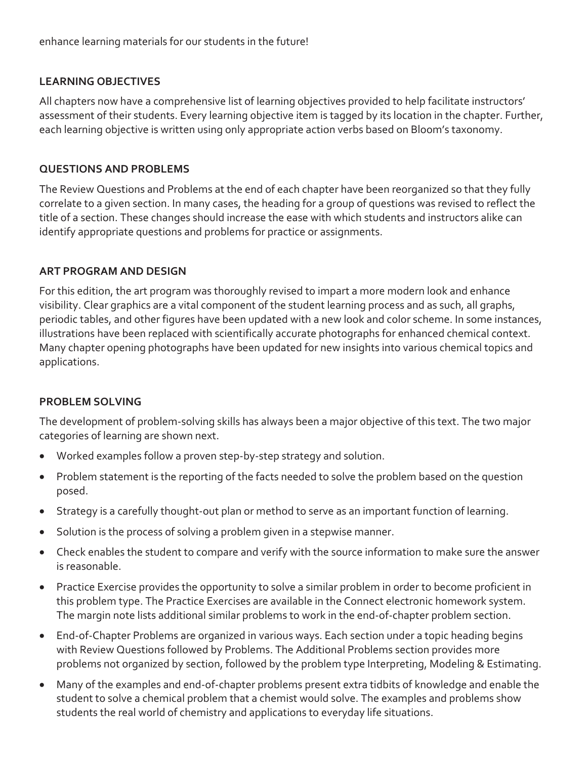enhance learning materials for our students in the future!

## LEARNING OBJECTIVES

All chapters now have a comprehensive list of learning objectives provided to help facilitate instructors' assessment of their students. Every learning objective item is tagged by its location in the chapter. Further, each learning objective is written using only appropriate action verbs based on Bloom's taxonomy.

## QUESTIONS AND PROBLEMS

The Review Questions and Problems at the end of each chapter have been reorganized so that they fully correlate to a given section. In many cases, the heading for a group of questions was revised to reflect the title of a section. These changes should increase the ease with which students and instructors alike can identify appropriate questions and problems for practice or assignments.

## ART PROGRAM AND DESIGN

For this edition, the art program was thoroughly revised to impart a more modern look and enhance visibility. Clear graphics are a vital component of the student learning process and as such, all graphs, periodic tables, and other figures have been updated with a new look and color scheme. In some instances, illustrations have been replaced with scientifically accurate photographs for enhanced chemical context. Many chapter opening photographs have been updated for new insights into various chemical topics and applications.

## PROBLEM SOLVING

The development of problem-solving skills has always been a major objective of this text. The two major categories of learning are shown next.

- Worked examples follow a proven step-by-step strategy and solution.
- Problem statement is the reporting of the facts needed to solve the problem based on the question posed.
- Strategy is a carefully thought-out plan or method to serve as an important function of learning.
- Solution is the process of solving a problem given in a stepwise manner.
- Check enables the student to compare and verify with the source information to make sure the answer is reasonable.
- Practice Exercise provides the opportunity to solve a similar problem in order to become proficient in this problem type. The Practice Exercises are available in the Connect electronic homework system. The margin note lists additional similar problems to work in the end-of-chapter problem section.
- End-of-Chapter Problems are organized in various ways. Each section under a topic heading begins with Review Questions followed by Problems. The Additional Problems section provides more problems not organized by section, followed by the problem type Interpreting, Modeling & Estimating.
- Many of the examples and end-of-chapter problems present extra tidbits of knowledge and enable the student to solve a chemical problem that a chemist would solve. The examples and problems show students the real world of chemistry and applications to everyday life situations.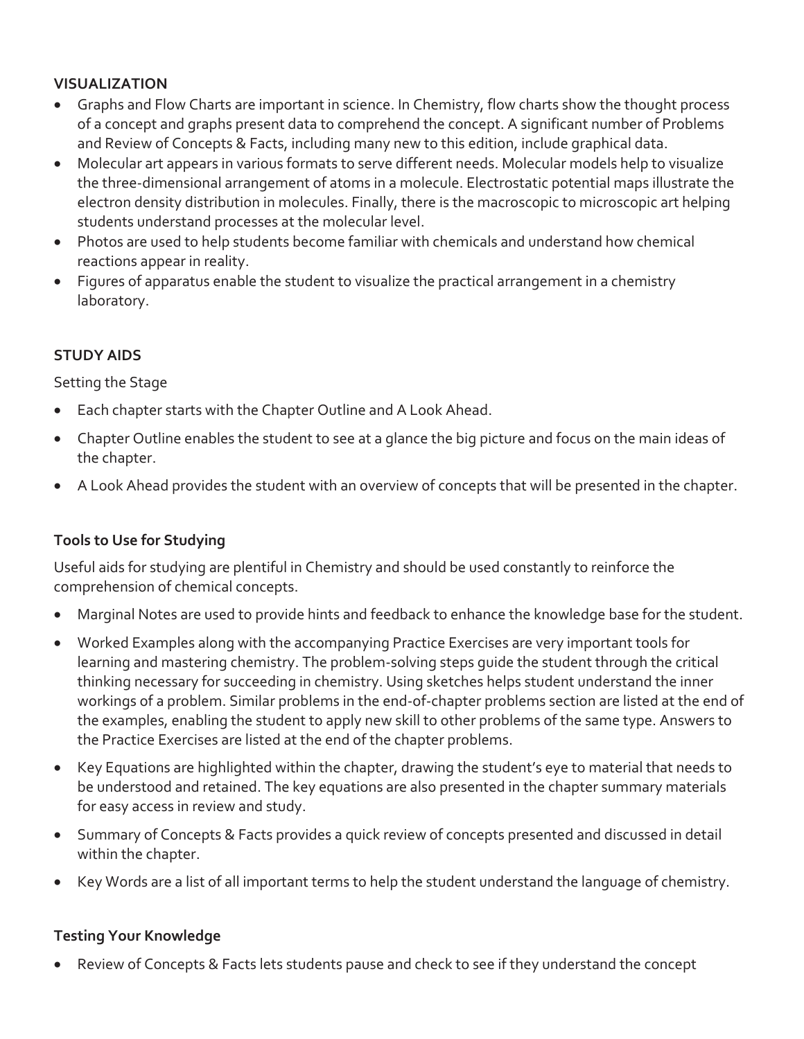**VISUALIZATION**

- Graphs and Flow Charts are important in science. In Chemistry, flow charts show the thought process of a concept and graphs present data to comprehend the concept. A significant number of Problems and Review of Concepts & Facts, including many new to this edition, include graphical data.
- Molecular art appears in various formats to serve different needs. Molecular models help to visualize the three-dimensional arrangement of atoms in a molecule. Electrostatic potential maps illustrate the electron density distribution in molecules. Finally, there is the macroscopic to microscopic art helping students understand processes at the molecular level.
- Photos are used to help students become familiar with chemicals and understand how chemical reactions appear in reality.
- Figures of apparatus enable the student to visualize the practical arrangement in a chemistry laboratory.

**STUDY AIDS**

Setting the Stage

- Each chapter starts with the Chapter Outline and A Look Ahead.
- Chapter Outline enables the student to see at a glance the big picture and focus on the main ideas of the chapter.
- A Look Ahead provides the student with an overview of concepts that will be presented in the chapter.

**Tools to Use for Studying**

Useful aids for studying are plentiful in Chemistry and should be used constantly to reinforce the comprehension of chemical concepts.

- Marginal Notes are used to provide hints and feedback to enhance the knowledge base for the student.
- Worked Examples along with the accompanying Practice Exercises are very important tools for learning and mastering chemistry. The problem-solving steps guide the student through the critical thinking necessary for succeeding in chemistry. Using sketches helps student understand the inner workings of a problem. Similar problems in the end-of-chapter problems section are listed at the end of the examples, enabling the student to apply new skill to other problems of the same type. Answers to the Practice Exercises are listed at the end of the chapter problems.
- Key Equations are highlighted within the chapter, drawing the student's eye to material that needs to be understood and retained. The key equations are also presented in the chapter summary materials for easy access in review and study.
- Summary of Concepts & Facts provides a quick review of concepts presented and discussed in detail within the chapter.
- Key Words are a list of all important terms to help the student understand the language of chemistry.

**Testing Your Knowledge**

- Review of Concepts & Facts lets students pause and check to see if they understand the concept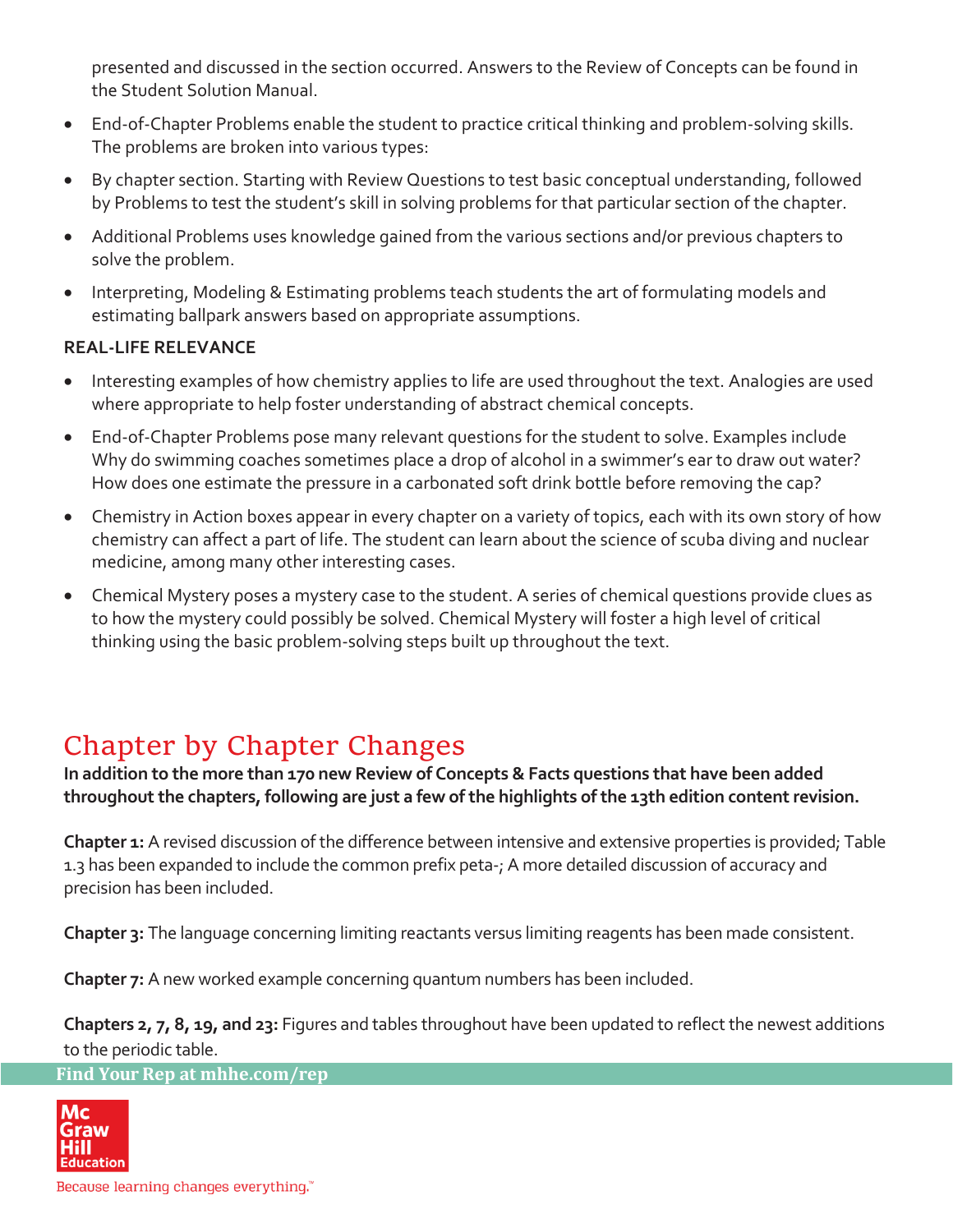presented and discussed in the section occurred. Answers to the Review of Concepts can be found in the Student Solution Manual.

- End-of-Chapter Problems enable the student to practice critical thinking and problem-solving skills. The problems are broken into various types:
- By chapter section. Starting with Review Questions to test basic conceptual understanding, followed by Problems to test the student's skill in solving problems for that particular section of the chapter.
- Additional Problems uses knowledge gained from the various sections and/or previous chapters to solve the problem.
- Interpreting, Modeling & Estimating problems teach students the art of formulating models and estimating ballpark answers based on appropriate assumptions.

**REAL-LIFE RELEVANCE**

- Interesting examples of how chemistry applies to life are used throughout the text. Analogies are used where appropriate to help foster understanding of abstract chemical concepts.
- End-of-Chapter Problems pose many relevant questions for the student to solve. Examples include Why do swimming coaches sometimes place a drop of alcohol in a swimmer's ear to draw out water? How does one estimate the pressure in a carbonated soft drink bottle before removing the cap?
- Chemistry in Action boxes appear in every chapter on a variety of topics, each with its own story of how chemistry can affect a part of life. The student can learn about the science of scuba diving and nuclear medicine, among many other interesting cases.
- Chemical Mystery poses a mystery case to the student. A series of chemical questions provide clues as to how the mystery could possibly be solved. Chemical Mystery will foster a high level of critical thinking using the basic problem-solving steps built up throughout the text.

## Chapter by Chapter Changes

**In addition to the more than 170 new Review of Concepts & Facts questions that have been added throughout the chapters, following are just a few of the highlights of the 13th edition content revision.**

**Chapter 1:** A revised discussion of the difference between intensive and extensive properties is provided; Table 1.3 has been expanded to include the common prefix peta-; A more detailed discussion of accuracy and precision has been included.

**Chapter 3:** The language concerning limiting reactants versus limiting reagents has been made consistent.

**Chapter 7:** A new worked example concerning quantum numbers has been included.

**Chapters 2, 7, 8, 19, and 23:** Figures and tables throughout have been updated to reflect the newest additions to the periodic table.

**Find Your Rep at mhhe.com/rep**

McGraw Hill Education

Because learning changes everything.™